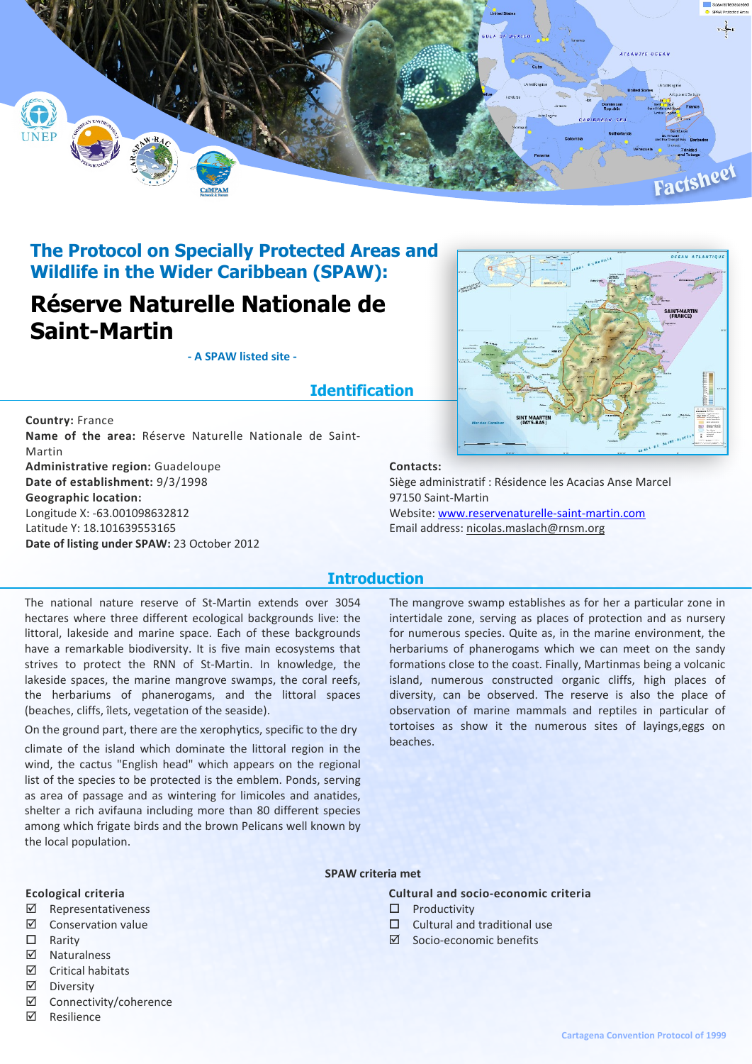# The Protocol on Specially Protected Areas and Wildlife in the Wider Caribbean (SPAW):

# Réserve Naturelle Nationale de Saint-Martin

**- A SPAW listed site -**

## Identification

**Country:** France
**Name of the area:** Réserve Naturelle Nationale de Saint-Martin
**Administrative region:** Guadeloupe
**Date of establishment:** 9/3/1998
**Geographic location:**
Longitude X: -63.001098632812
Latitude Y: 18.101639553165
**Date of listing under SPAW:** 23 October 2012

**Contacts:**
Siège administratif : Résidence les Acacias Anse Marcel
97150 Saint-Martin
Website: www.reservenaturelle-saint-martin.com
Email address: nicolas.maslach@rnsm.org

## Introduction

The national nature reserve of St-Martin extends over 3054 hectares where three different ecological backgrounds live: the littoral, lakeside and marine space. Each of these backgrounds have a remarkable biodiversity. It is five main ecosystems that strives to protect the RNN of St-Martin. In knowledge, the lakeside spaces, the marine mangrove swamps, the coral reefs, the herbariums of phanerogams, and the littoral spaces (beaches, cliffs, îlets, vegetation of the seaside).

On the ground part, there are the xerophytics, specific to the dry climate of the island which dominate the littoral region in the wind, the cactus "English head" which appears on the regional list of the species to be protected is the emblem. Ponds, serving as area of passage and as wintering for limicoles and anatides, shelter a rich avifauna including more than 80 different species among which frigate birds and the brown Pelicans well known by the local population.

The mangrove swamp establishes as for her a particular zone in intertidale zone, serving as places of protection and as nursery for numerous species. Quite as, in the marine environment, the herbariums of phanerogams which we can meet on the sandy formations close to the coast. Finally, Martinmas being a volcanic island, numerous constructed organic cliffs, high places of diversity, can be observed. The reserve is also the place of observation of marine mammals and reptiles in particular of tortoises as show it the numerous sites of layings,eggs on beaches.

### SPAW criteria met

**Ecological criteria**

- ☑ Representativeness
- ☑ Conservation value
- ☐ Rarity
- ☑ Naturalness
- ☑ Critical habitats
- ☑ Diversity
- ☑ Connectivity/coherence
- ☑ Resilience

**Cultural and socio-economic criteria**

- ☐ Productivity
- ☐ Cultural and traditional use
- ☑ Socio-economic benefits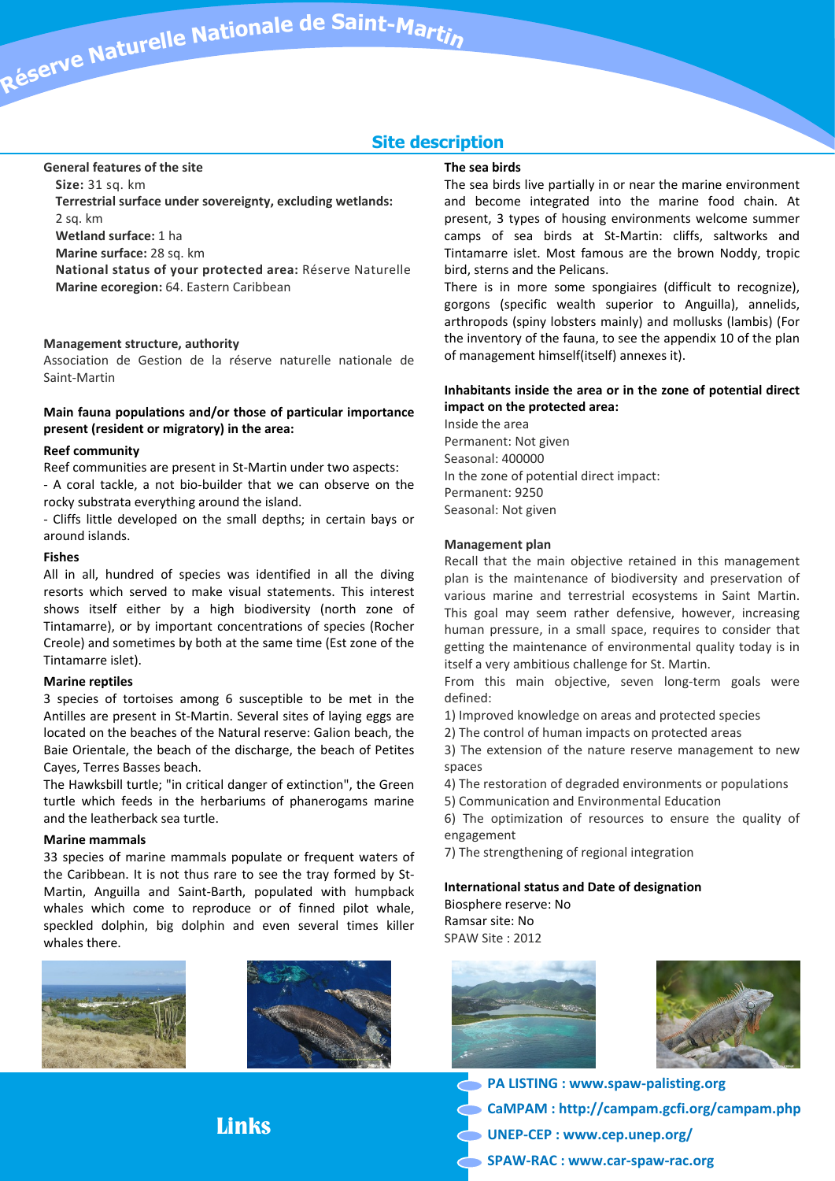# Réserve Naturelle Nationale de Saint-Martin

## Site description

**General features of the site**

**Size:** 31 sq. km

**Terrestrial surface under sovereignty, excluding wetlands:** 2 sq. km

**Wetland surface:** 1 ha

**Marine surface:** 28 sq. km

**National status of your protected area:** Réserve Naturelle

**Marine ecoregion:** 64. Eastern Caribbean

**Management structure, authority**

Association de Gestion de la réserve naturelle nationale de Saint-Martin

**Main fauna populations and/or those of particular importance present (resident or migratory) in the area:**

**Reef community**

Reef communities are present in St-Martin under two aspects:

- A coral tackle, a not bio-builder that we can observe on the rocky substrata everything around the island.
- Cliffs little developed on the small depths; in certain bays or around islands.

**Fishes**

All in all, hundred of species was identified in all the diving resorts which served to make visual statements. This interest shows itself either by a high biodiversity (north zone of Tintamarre), or by important concentrations of species (Rocher Creole) and sometimes by both at the same time (Est zone of the Tintamarre islet).

**Marine reptiles**

3 species of tortoises among 6 susceptible to be met in the Antilles are present in St-Martin. Several sites of laying eggs are located on the beaches of the Natural reserve: Galion beach, the Baie Orientale, the beach of the discharge, the beach of Petites Cayes, Terres Basses beach.

The Hawksbill turtle; "in critical danger of extinction", the Green turtle which feeds in the herbariums of phanerogams marine and the leatherback sea turtle.

**Marine mammals**

33 species of marine mammals populate or frequent waters of the Caribbean. It is not thus rare to see the tray formed by St-Martin, Anguilla and Saint-Barth, populated with humpback whales which come to reproduce or of finned pilot whale, speckled dolphin, big dolphin and even several times killer whales there.

**The sea birds**

The sea birds live partially in or near the marine environment and become integrated into the marine food chain. At present, 3 types of housing environments welcome summer camps of sea birds at St-Martin: cliffs, saltworks and Tintamarre islet. Most famous are the brown Noddy, tropic bird, sterns and the Pelicans.

There is in more some spongiaires (difficult to recognize), gorgons (specific wealth superior to Anguilla), annelids, arthropods (spiny lobsters mainly) and mollusks (lambis) (For the inventory of the fauna, to see the appendix 10 of the plan of management himself(itself) annexes it).

**Inhabitants inside the area or in the zone of potential direct impact on the protected area:**

Inside the area

Permanent: Not given

Seasonal: 400000

In the zone of potential direct impact:

Permanent: 9250

Seasonal: Not given

**Management plan**

Recall that the main objective retained in this management plan is the maintenance of biodiversity and preservation of various marine and terrestrial ecosystems in Saint Martin. This goal may seem rather defensive, however, increasing human pressure, in a small space, requires to consider that getting the maintenance of environmental quality today is in itself a very ambitious challenge for St. Martin.

From this main objective, seven long-term goals were defined:

1) Improved knowledge on areas and protected species
2) The control of human impacts on protected areas
3) The extension of the nature reserve management to new spaces
4) The restoration of degraded environments or populations
5) Communication and Environmental Education
6) The optimization of resources to ensure the quality of engagement
7) The strengthening of regional integration

**International status and Date of designation**

Biosphere reserve: No

Ramsar site: No

SPAW Site : 2012

## Links

- PA LISTING : www.spaw-palisting.org
- CaMPAM : http://campam.gcfi.org/campam.php
- UNEP-CEP : www.cep.unep.org/
- SPAW-RAC : www.car-spaw-rac.org